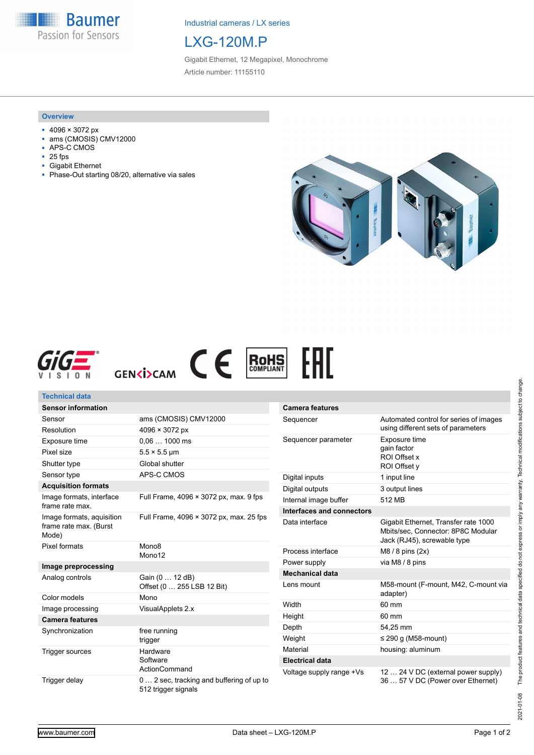Industrial cameras / LX series

# LXG-120M.P

Gigabit Ethernet, 12 Megapixel, Monochrome

Article number: 11155110

## Overview

- 4096 × 3072 px
- ams (CMOSIS) CMV12000
- APS-C CMOS
- 25 fps
- Gigabit Ethernet
- Phase-Out starting 08/20, alternative via sales

## Technical data

| | |
|---|---|
| **Sensor information** | |
| Sensor | ams (CMOSIS) CMV12000 |
| Resolution | 4096 × 3072 px |
| Exposure time | 0,06 … 1000 ms |
| Pixel size | 5.5 × 5.5 µm |
| Shutter type | Global shutter |
| Sensor type | APS-C CMOS |
| **Acquisition formats** | |
| Image formats, interface frame rate max. | Full Frame, 4096 × 3072 px, max. 9 fps |
| Image formats, aquisition frame rate max. (Burst Mode) | Full Frame, 4096 × 3072 px, max. 25 fps |
| Pixel formats | Mono8<br>Mono12 |
| **Image preprocessing** | |
| Analog controls | Gain (0 … 12 dB)<br>Offset (0 … 255 LSB 12 Bit) |
| Color models | Mono |
| Image processing | VisualApplets 2.x |
| **Camera features** | |
| Synchronization | free running<br>trigger |
| Trigger sources | Hardware<br>Software<br>ActionCommand |
| Trigger delay | 0 … 2 sec, tracking and buffering of up to 512 trigger signals |

| | |
|---|---|
| **Camera features** | |
| Sequencer | Automated control for series of images using different sets of parameters |
| Sequencer parameter | Exposure time<br>gain factor<br>ROI Offset x<br>ROI Offset y |
| Digital inputs | 1 input line |
| Digital outputs | 3 output lines |
| Internal image buffer | 512 MB |
| **Interfaces and connectors** | |
| Data interface | Gigabit Ethernet, Transfer rate 1000 Mbits/sec, Connector: 8P8C Modular Jack (RJ45), screwable type |
| Process interface | M8 / 8 pins (2x) |
| Power supply | via M8 / 8 pins |
| **Mechanical data** | |
| Lens mount | M58-mount (F-mount, M42, C-mount via adapter) |
| Width | 60 mm |
| Height | 60 mm |
| Depth | 54,25 mm |
| Weight | ≤ 290 g (M58-mount) |
| Material | housing: aluminum |
| **Electrical data** | |
| Voltage supply range +Vs | 12 … 24 V DC (external power supply)<br>36 … 57 V DC (Power over Ethernet) |

2021-01-08 The product features and technical data specified do not express or imply any warranty. Technical modifications subject to change.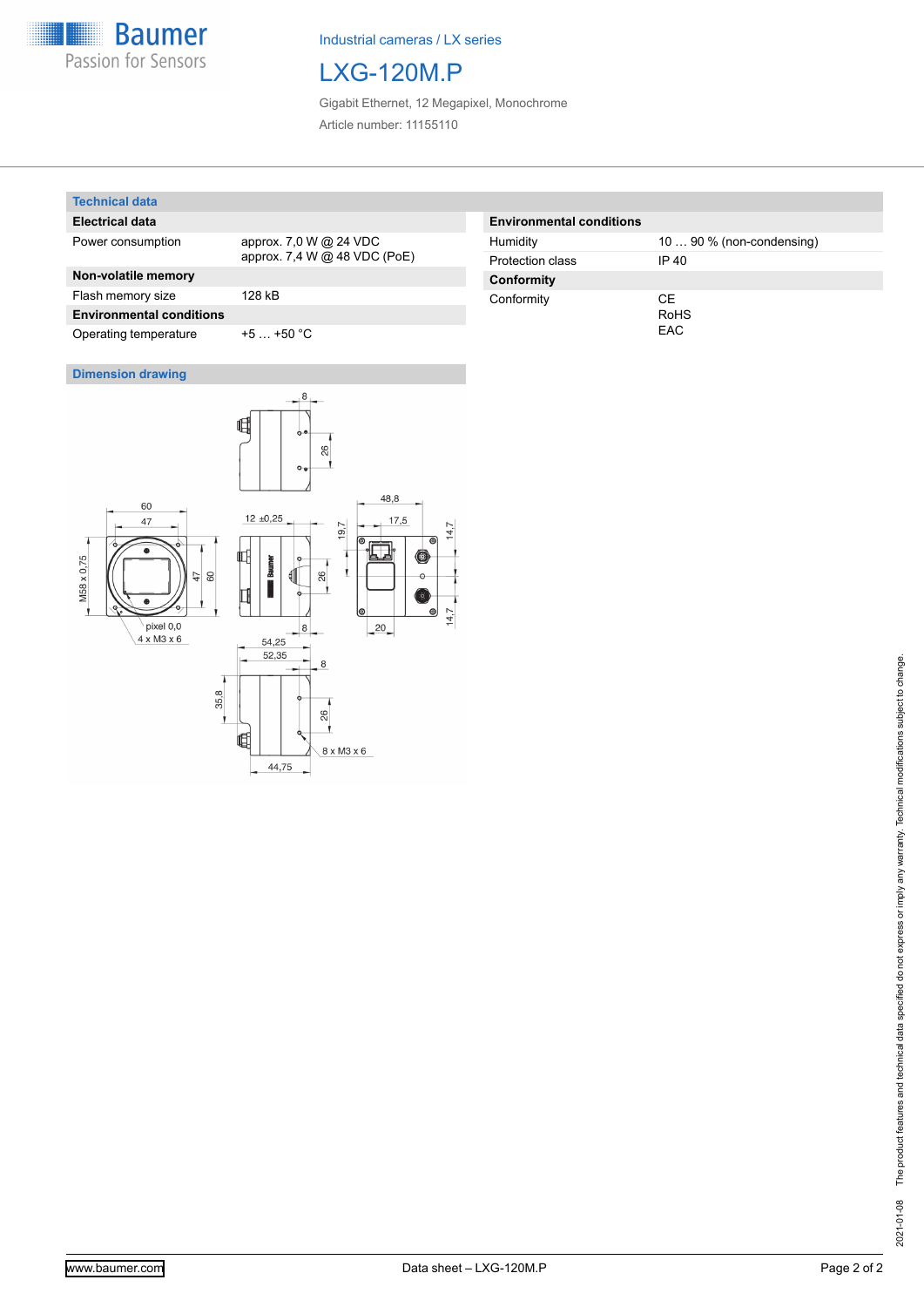Industrial cameras / LX series

# LXG-120M.P

Gigabit Ethernet, 12 Megapixel, Monochrome

Article number: 11155110

## Technical data

| Electrical data | |
| --- | --- |
| Power consumption | approx. 7,0 W @ 24 VDC<br>approx. 7,4 W @ 48 VDC (PoE) |
| **Non-volatile memory** | |
| Flash memory size | 128 kB |
| **Environmental conditions** | |
| Operating temperature | +5 … +50 °C |

| Environmental conditions | |
| --- | --- |
| Humidity | 10 … 90 % (non-condensing) |
| Protection class | IP 40 |
| **Conformity** | |
| Conformity | CE<br>RoHS<br>EAC |

## Dimension drawing

8
26
60
47
M58 x 0,75
47
60
pixel 0,0
4 x M3 x 6
12 ±0,25
19,7
26
8
48,8
17,5
14,7
14,7
20
54,25
52,35
8
35,8
26
8 x M3 x 6
44,75

2021-01-08 The product features and technical data specified do not express or imply any warranty. Technical modifications subject to change.

www.baumer.com

Data sheet – LXG-120M.P